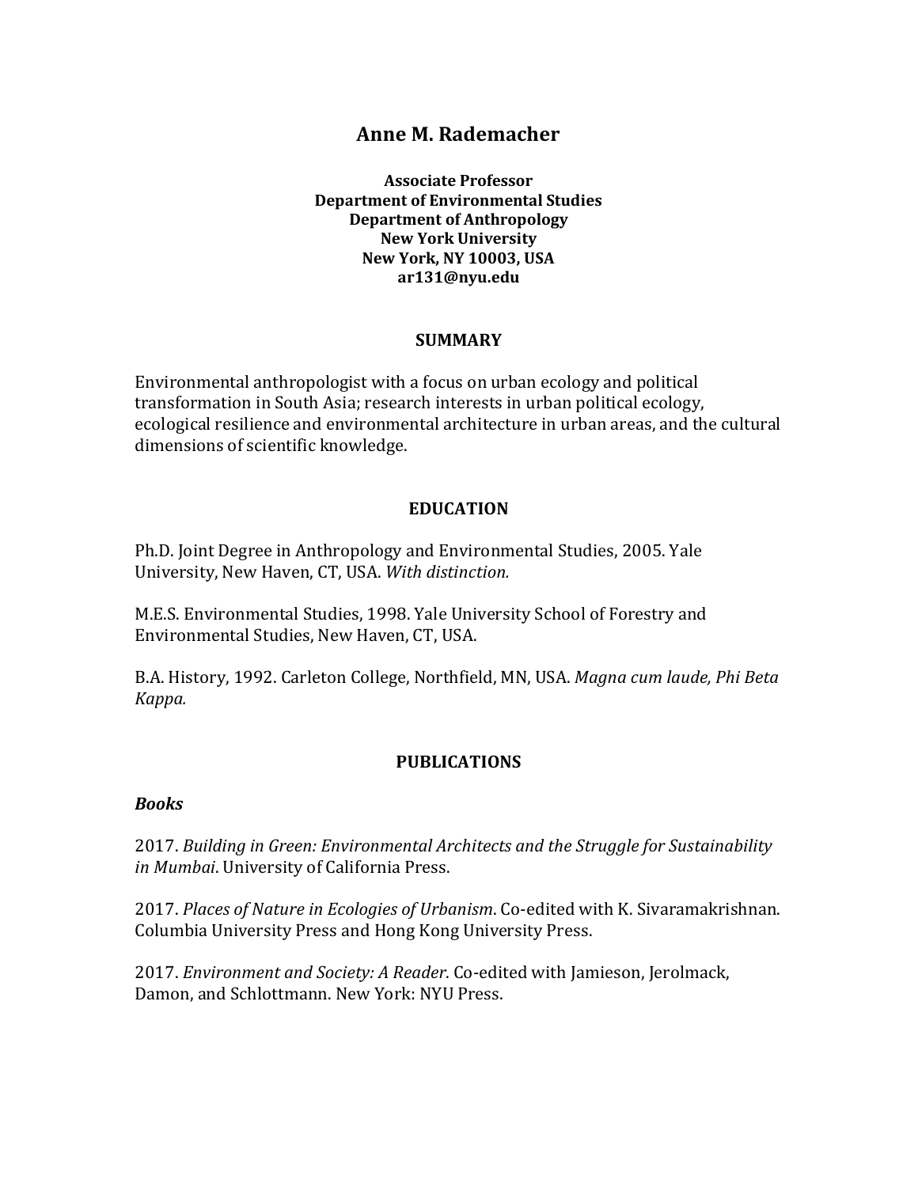# Anne M. Rademacher

**Associate Professor**
**Department of Environmental Studies**
**Department of Anthropology**
**New York University**
**New York, NY 10003, USA**
**ar131@nyu.edu**

## SUMMARY

Environmental anthropologist with a focus on urban ecology and political transformation in South Asia; research interests in urban political ecology, ecological resilience and environmental architecture in urban areas, and the cultural dimensions of scientific knowledge.

## EDUCATION

Ph.D. Joint Degree in Anthropology and Environmental Studies, 2005. Yale University, New Haven, CT, USA. *With distinction.*

M.E.S. Environmental Studies, 1998. Yale University School of Forestry and Environmental Studies, New Haven, CT, USA.

B.A. History, 1992. Carleton College, Northfield, MN, USA. *Magna cum laude, Phi Beta Kappa.*

## PUBLICATIONS

### *Books*

2017. *Building in Green: Environmental Architects and the Struggle for Sustainability in Mumbai*. University of California Press.

2017. *Places of Nature in Ecologies of Urbanism*. Co-edited with K. Sivaramakrishnan. Columbia University Press and Hong Kong University Press.

2017. *Environment and Society: A Reader*. Co-edited with Jamieson, Jerolmack, Damon, and Schlottmann. New York: NYU Press.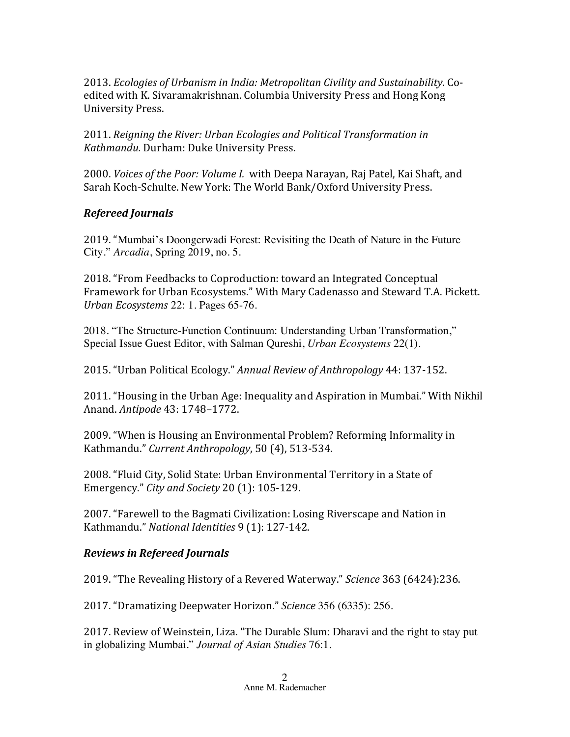2013. *Ecologies of Urbanism in India: Metropolitan Civility and Sustainability*. Co-edited with K. Sivaramakrishnan. Columbia University Press and Hong Kong University Press.

2011. *Reigning the River: Urban Ecologies and Political Transformation in Kathmandu.* Durham: Duke University Press.

2000. *Voices of the Poor: Volume I.* with Deepa Narayan, Raj Patel, Kai Shaft, and Sarah Koch-Schulte. New York: The World Bank/Oxford University Press.

### *Refereed Journals*

2019. "Mumbai's Doongerwadi Forest: Revisiting the Death of Nature in the Future City." *Arcadia*, Spring 2019, no. 5.

2018. "From Feedbacks to Coproduction: toward an Integrated Conceptual Framework for Urban Ecosystems." With Mary Cadenasso and Steward T.A. Pickett. *Urban Ecosystems* 22: 1. Pages 65-76.

2018. "The Structure-Function Continuum: Understanding Urban Transformation," Special Issue Guest Editor, with Salman Qureshi, *Urban Ecosystems* 22(1).

2015. "Urban Political Ecology." *Annual Review of Anthropology* 44: 137-152.

2011. "Housing in the Urban Age: Inequality and Aspiration in Mumbai." With Nikhil Anand. *Antipode* 43: 1748–1772.

2009. "When is Housing an Environmental Problem? Reforming Informality in Kathmandu." *Current Anthropology*, 50 (4), 513-534.

2008. "Fluid City, Solid State: Urban Environmental Territory in a State of Emergency." *City and Society* 20 (1): 105-129.

2007. "Farewell to the Bagmati Civilization: Losing Riverscape and Nation in Kathmandu." *National Identities* 9 (1): 127-142.

### *Reviews in Refereed Journals*

2019. "The Revealing History of a Revered Waterway." *Science* 363 (6424):236.

2017. "Dramatizing Deepwater Horizon." *Science* 356 (6335): 256.

2017. Review of Weinstein, Liza. "The Durable Slum: Dharavi and the right to stay put in globalizing Mumbai." *Journal of Asian Studies* 76:1.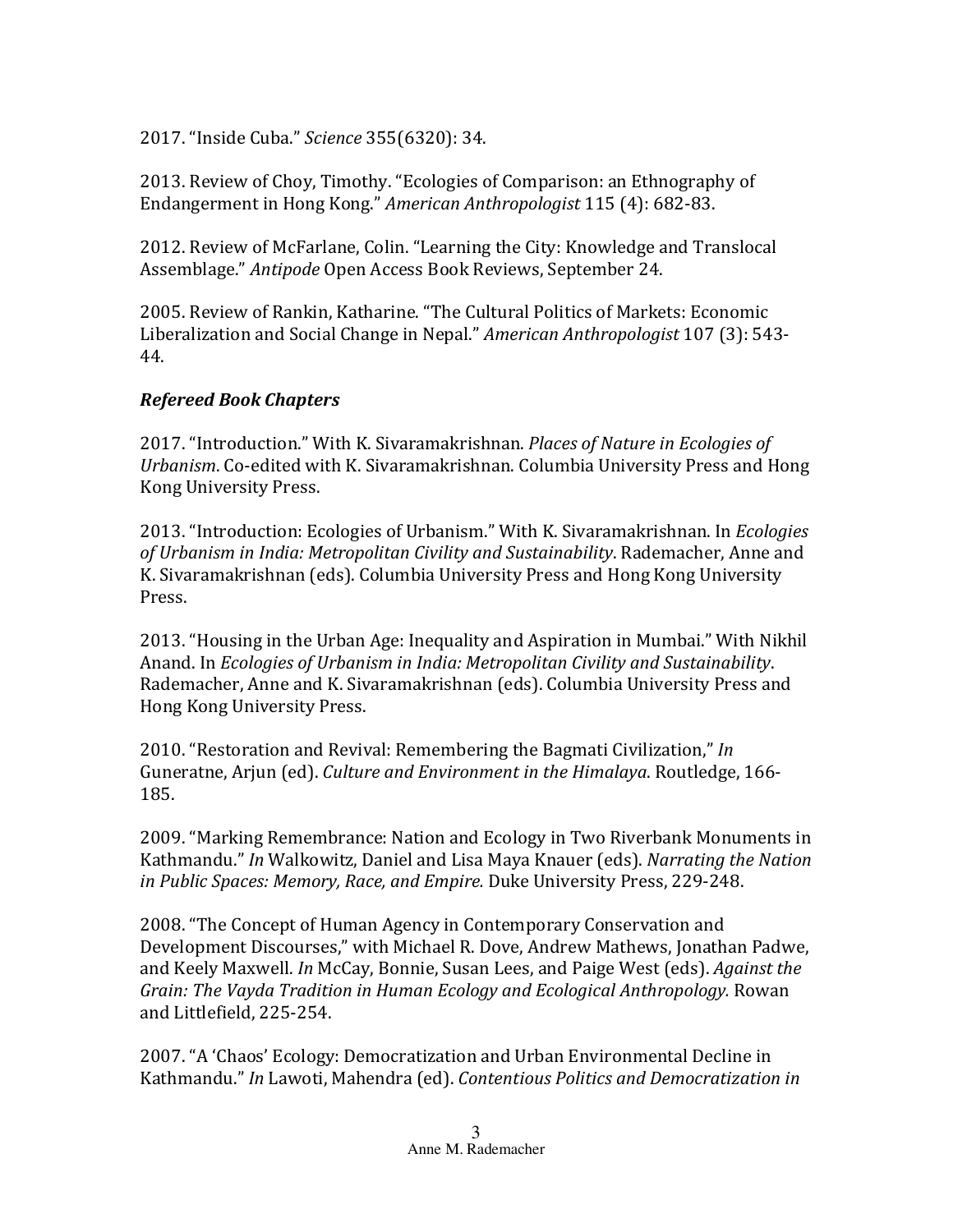2017. "Inside Cuba." *Science* 355(6320): 34.

2013. Review of Choy, Timothy. "Ecologies of Comparison: an Ethnography of Endangerment in Hong Kong." *American Anthropologist* 115 (4): 682-83.

2012. Review of McFarlane, Colin. "Learning the City: Knowledge and Translocal Assemblage." *Antipode* Open Access Book Reviews, September 24.

2005. Review of Rankin, Katharine. "The Cultural Politics of Markets: Economic Liberalization and Social Change in Nepal." *American Anthropologist* 107 (3): 543-44.

***Refereed Book Chapters***

2017. "Introduction." With K. Sivaramakrishnan. *Places of Nature in Ecologies of Urbanism*. Co-edited with K. Sivaramakrishnan. Columbia University Press and Hong Kong University Press.

2013. "Introduction: Ecologies of Urbanism." With K. Sivaramakrishnan. In *Ecologies of Urbanism in India: Metropolitan Civility and Sustainability*. Rademacher, Anne and K. Sivaramakrishnan (eds). Columbia University Press and Hong Kong University Press.

2013. "Housing in the Urban Age: Inequality and Aspiration in Mumbai." With Nikhil Anand. In *Ecologies of Urbanism in India: Metropolitan Civility and Sustainability*. Rademacher, Anne and K. Sivaramakrishnan (eds). Columbia University Press and Hong Kong University Press.

2010. "Restoration and Revival: Remembering the Bagmati Civilization," *In* Guneratne, Arjun (ed). *Culture and Environment in the Himalaya*. Routledge, 166-185.

2009. "Marking Remembrance: Nation and Ecology in Two Riverbank Monuments in Kathmandu." *In* Walkowitz, Daniel and Lisa Maya Knauer (eds). *Narrating the Nation in Public Spaces: Memory, Race, and Empire.* Duke University Press, 229-248.

2008. "The Concept of Human Agency in Contemporary Conservation and Development Discourses," with Michael R. Dove, Andrew Mathews, Jonathan Padwe, and Keely Maxwell. *In* McCay, Bonnie, Susan Lees, and Paige West (eds). *Against the Grain: The Vayda Tradition in Human Ecology and Ecological Anthropology.* Rowan and Littlefield, 225-254.

2007. "A 'Chaos' Ecology: Democratization and Urban Environmental Decline in Kathmandu." *In* Lawoti, Mahendra (ed). *Contentious Politics and Democratization in*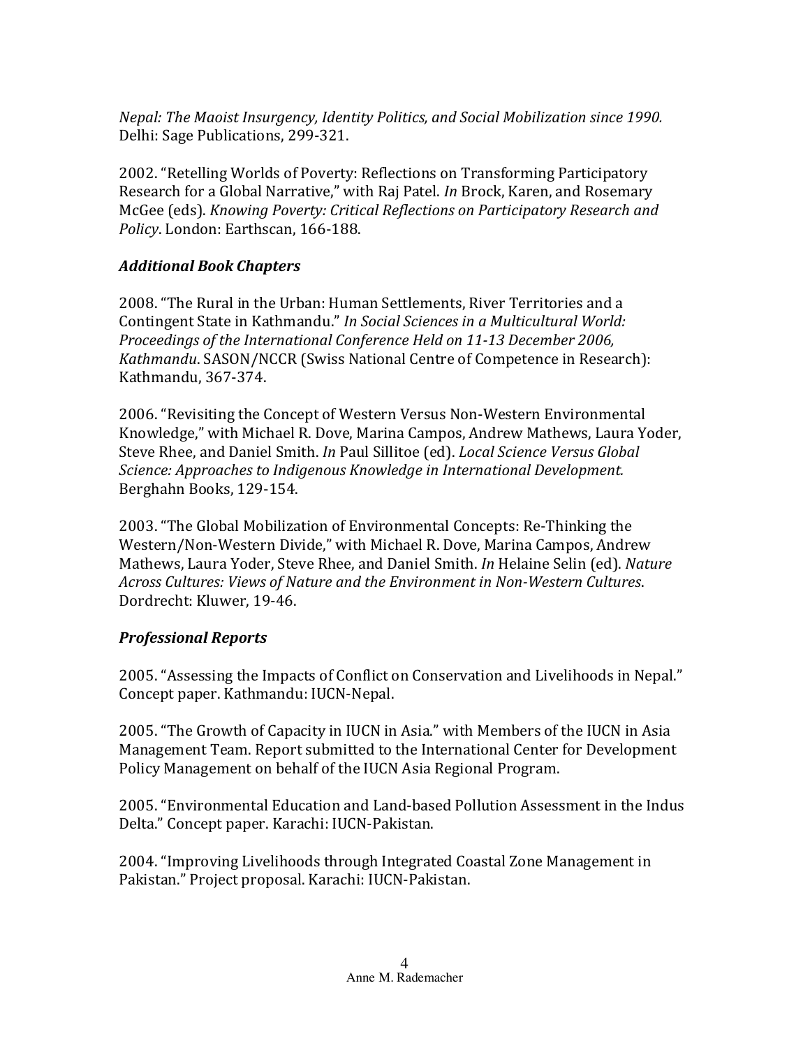*Nepal: The Maoist Insurgency, Identity Politics, and Social Mobilization since 1990.* Delhi: Sage Publications, 299-321.

2002. "Retelling Worlds of Poverty: Reflections on Transforming Participatory Research for a Global Narrative," with Raj Patel. *In* Brock, Karen, and Rosemary McGee (eds). *Knowing Poverty: Critical Reflections on Participatory Research and Policy*. London: Earthscan, 166-188.

### *Additional Book Chapters*

2008. "The Rural in the Urban: Human Settlements, River Territories and a Contingent State in Kathmandu." *In Social Sciences in a Multicultural World: Proceedings of the International Conference Held on 11-13 December 2006, Kathmandu*. SASON/NCCR (Swiss National Centre of Competence in Research): Kathmandu, 367-374.

2006. "Revisiting the Concept of Western Versus Non-Western Environmental Knowledge," with Michael R. Dove, Marina Campos, Andrew Mathews, Laura Yoder, Steve Rhee, and Daniel Smith. *In* Paul Sillitoe (ed). *Local Science Versus Global Science: Approaches to Indigenous Knowledge in International Development.* Berghahn Books, 129-154.

2003. "The Global Mobilization of Environmental Concepts: Re-Thinking the Western/Non-Western Divide," with Michael R. Dove, Marina Campos, Andrew Mathews, Laura Yoder, Steve Rhee, and Daniel Smith. *In* Helaine Selin (ed). *Nature Across Cultures: Views of Nature and the Environment in Non-Western Cultures*. Dordrecht: Kluwer, 19-46.

### *Professional Reports*

2005. "Assessing the Impacts of Conflict on Conservation and Livelihoods in Nepal." Concept paper. Kathmandu: IUCN-Nepal.

2005. "The Growth of Capacity in IUCN in Asia." with Members of the IUCN in Asia Management Team. Report submitted to the International Center for Development Policy Management on behalf of the IUCN Asia Regional Program.

2005. "Environmental Education and Land-based Pollution Assessment in the Indus Delta." Concept paper. Karachi: IUCN-Pakistan.

2004. "Improving Livelihoods through Integrated Coastal Zone Management in Pakistan." Project proposal. Karachi: IUCN-Pakistan.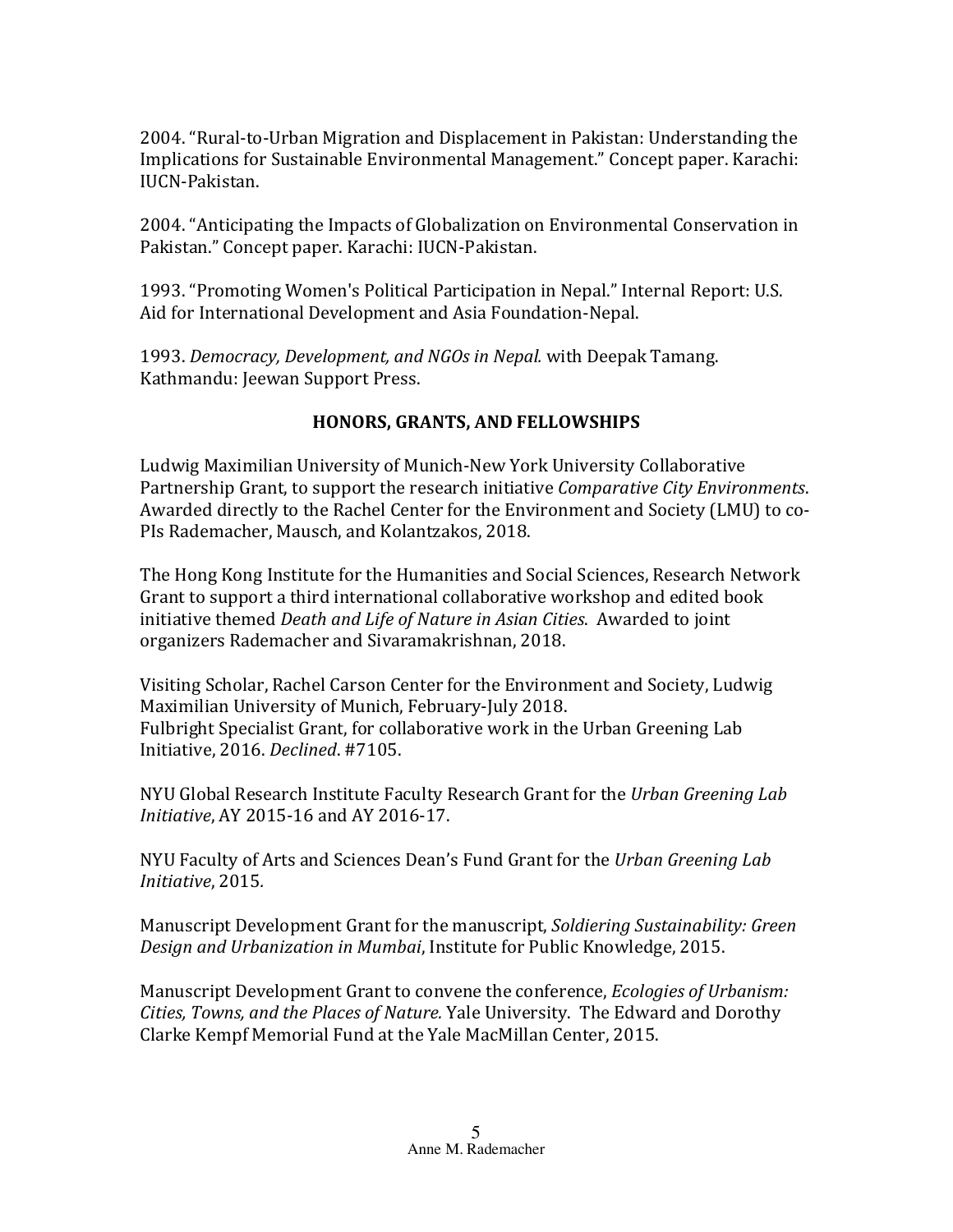2004. "Rural-to-Urban Migration and Displacement in Pakistan: Understanding the Implications for Sustainable Environmental Management." Concept paper. Karachi: IUCN-Pakistan.

2004. "Anticipating the Impacts of Globalization on Environmental Conservation in Pakistan." Concept paper. Karachi: IUCN-Pakistan.

1993. "Promoting Women's Political Participation in Nepal." Internal Report: U.S. Aid for International Development and Asia Foundation-Nepal.

1993. *Democracy, Development, and NGOs in Nepal.* with Deepak Tamang. Kathmandu: Jeewan Support Press.

## HONORS, GRANTS, AND FELLOWSHIPS

Ludwig Maximilian University of Munich-New York University Collaborative Partnership Grant, to support the research initiative *Comparative City Environments*. Awarded directly to the Rachel Center for the Environment and Society (LMU) to co-PIs Rademacher, Mausch, and Kolantzakos, 2018.

The Hong Kong Institute for the Humanities and Social Sciences, Research Network Grant to support a third international collaborative workshop and edited book initiative themed *Death and Life of Nature in Asian Cities*. Awarded to joint organizers Rademacher and Sivaramakrishnan, 2018.

Visiting Scholar, Rachel Carson Center for the Environment and Society, Ludwig Maximilian University of Munich, February-July 2018.
Fulbright Specialist Grant, for collaborative work in the Urban Greening Lab Initiative, 2016. *Declined*. #7105.

NYU Global Research Institute Faculty Research Grant for the *Urban Greening Lab Initiative*, AY 2015-16 and AY 2016-17.

NYU Faculty of Arts and Sciences Dean's Fund Grant for the *Urban Greening Lab Initiative*, 2015.

Manuscript Development Grant for the manuscript, *Soldiering Sustainability: Green Design and Urbanization in Mumbai*, Institute for Public Knowledge, 2015.

Manuscript Development Grant to convene the conference, *Ecologies of Urbanism: Cities, Towns, and the Places of Nature.* Yale University. The Edward and Dorothy Clarke Kempf Memorial Fund at the Yale MacMillan Center, 2015.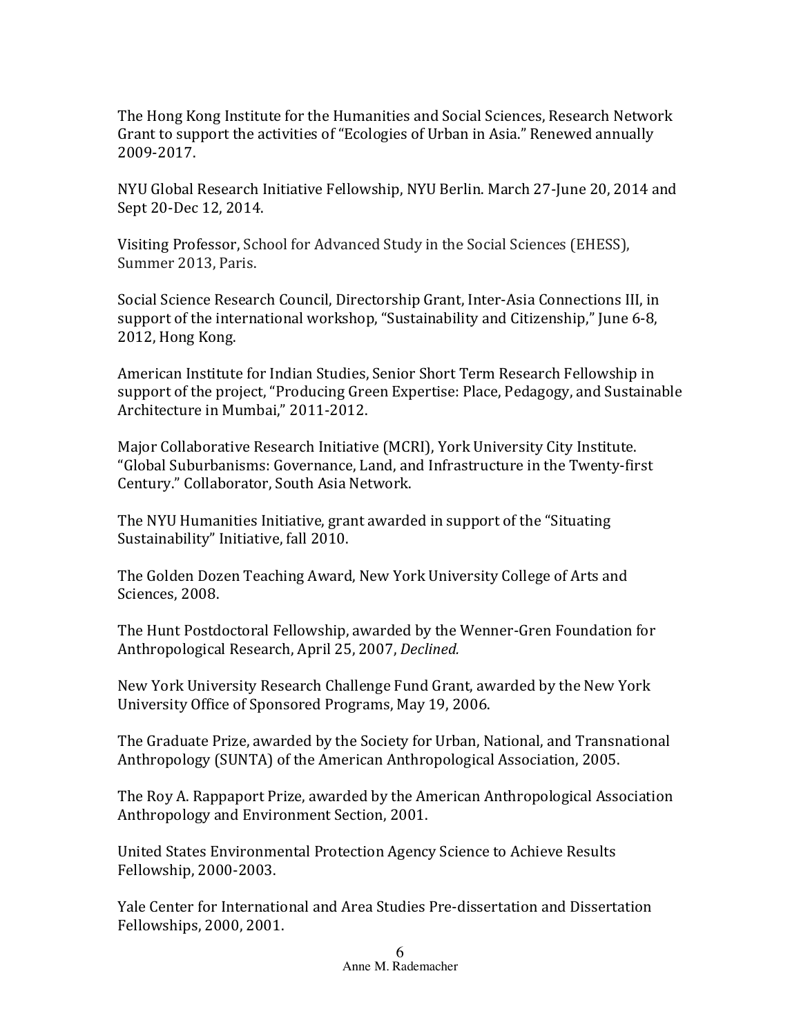The Hong Kong Institute for the Humanities and Social Sciences, Research Network Grant to support the activities of "Ecologies of Urban in Asia." Renewed annually 2009-2017.

NYU Global Research Initiative Fellowship, NYU Berlin. March 27-June 20, 2014 and Sept 20-Dec 12, 2014.

Visiting Professor, School for Advanced Study in the Social Sciences (EHESS), Summer 2013, Paris.

Social Science Research Council, Directorship Grant, Inter-Asia Connections III, in support of the international workshop, "Sustainability and Citizenship," June 6-8, 2012, Hong Kong.

American Institute for Indian Studies, Senior Short Term Research Fellowship in support of the project, "Producing Green Expertise: Place, Pedagogy, and Sustainable Architecture in Mumbai," 2011-2012.

Major Collaborative Research Initiative (MCRI), York University City Institute. "Global Suburbanisms: Governance, Land, and Infrastructure in the Twenty-first Century." Collaborator, South Asia Network.

The NYU Humanities Initiative, grant awarded in support of the "Situating Sustainability" Initiative, fall 2010.

The Golden Dozen Teaching Award, New York University College of Arts and Sciences, 2008.

The Hunt Postdoctoral Fellowship, awarded by the Wenner-Gren Foundation for Anthropological Research, April 25, 2007, *Declined.*

New York University Research Challenge Fund Grant, awarded by the New York University Office of Sponsored Programs, May 19, 2006.

The Graduate Prize, awarded by the Society for Urban, National, and Transnational Anthropology (SUNTA) of the American Anthropological Association, 2005.

The Roy A. Rappaport Prize, awarded by the American Anthropological Association Anthropology and Environment Section, 2001.

United States Environmental Protection Agency Science to Achieve Results Fellowship, 2000-2003.

Yale Center for International and Area Studies Pre-dissertation and Dissertation Fellowships, 2000, 2001.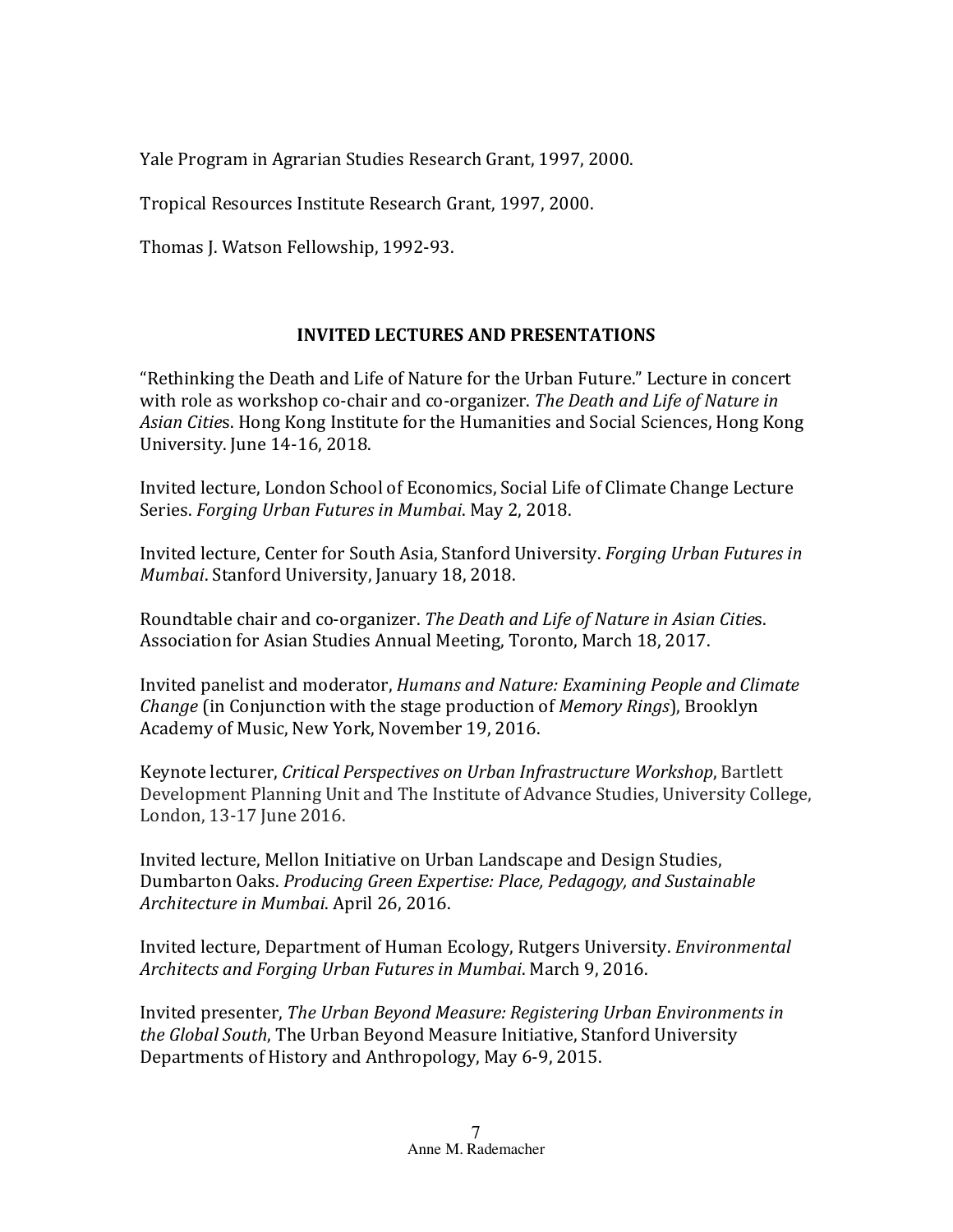Yale Program in Agrarian Studies Research Grant, 1997, 2000.

Tropical Resources Institute Research Grant, 1997, 2000.

Thomas J. Watson Fellowship, 1992-93.

## INVITED LECTURES AND PRESENTATIONS

"Rethinking the Death and Life of Nature for the Urban Future." Lecture in concert with role as workshop co-chair and co-organizer. *The Death and Life of Nature in Asian Cities*. Hong Kong Institute for the Humanities and Social Sciences, Hong Kong University. June 14-16, 2018.

Invited lecture, London School of Economics, Social Life of Climate Change Lecture Series. *Forging Urban Futures in Mumbai*. May 2, 2018.

Invited lecture, Center for South Asia, Stanford University. *Forging Urban Futures in Mumbai*. Stanford University, January 18, 2018.

Roundtable chair and co-organizer. *The Death and Life of Nature in Asian Cities*. Association for Asian Studies Annual Meeting, Toronto, March 18, 2017.

Invited panelist and moderator, *Humans and Nature: Examining People and Climate Change* (in Conjunction with the stage production of *Memory Rings*), Brooklyn Academy of Music, New York, November 19, 2016.

Keynote lecturer, *Critical Perspectives on Urban Infrastructure Workshop*, Bartlett Development Planning Unit and The Institute of Advance Studies, University College, London, 13-17 June 2016.

Invited lecture, Mellon Initiative on Urban Landscape and Design Studies, Dumbarton Oaks. *Producing Green Expertise: Place, Pedagogy, and Sustainable Architecture in Mumbai*. April 26, 2016.

Invited lecture, Department of Human Ecology, Rutgers University. *Environmental Architects and Forging Urban Futures in Mumbai*. March 9, 2016.

Invited presenter, *The Urban Beyond Measure: Registering Urban Environments in the Global South*, The Urban Beyond Measure Initiative, Stanford University Departments of History and Anthropology, May 6-9, 2015.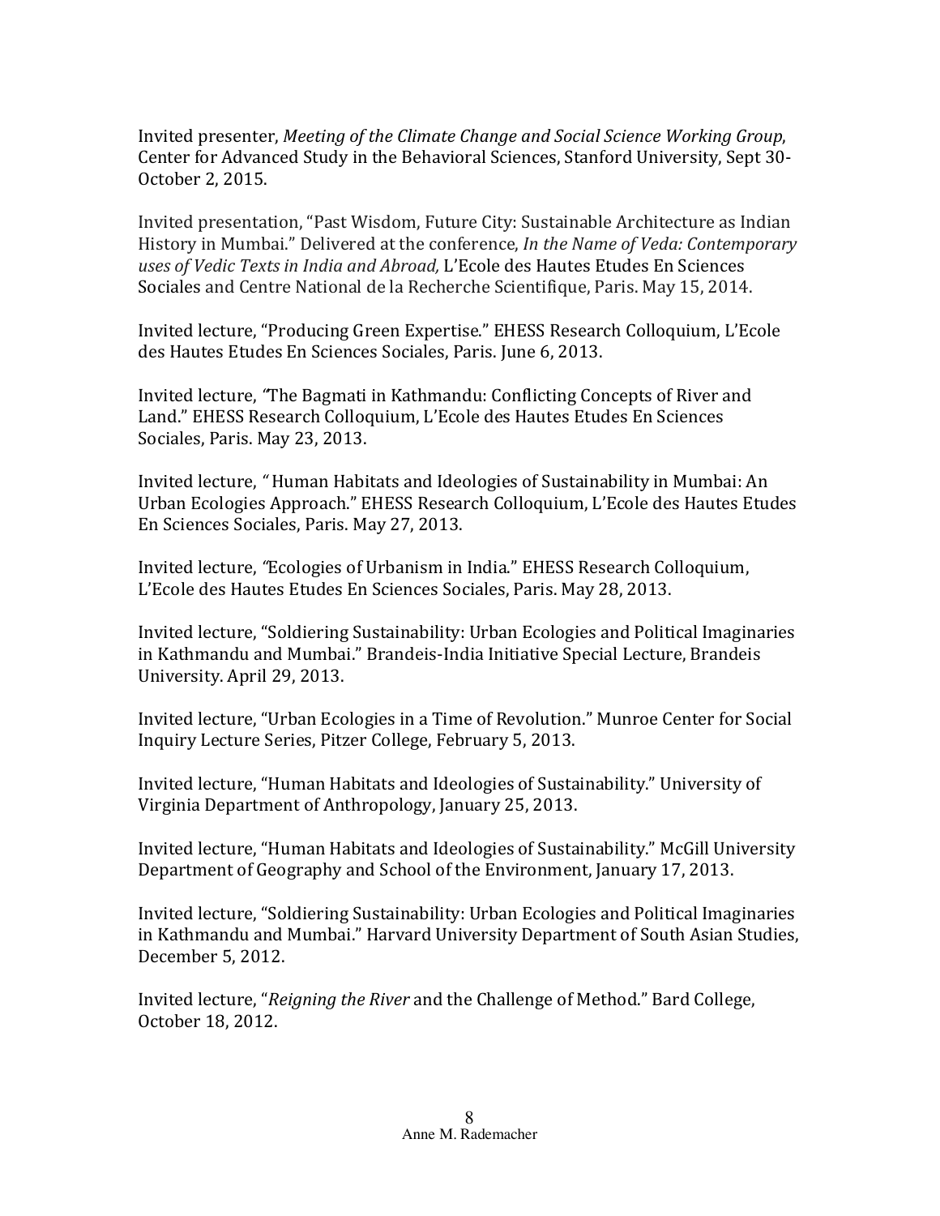Invited presenter, *Meeting of the Climate Change and Social Science Working Group*, Center for Advanced Study in the Behavioral Sciences, Stanford University, Sept 30-October 2, 2015.

Invited presentation, "Past Wisdom, Future City: Sustainable Architecture as Indian History in Mumbai." Delivered at the conference, *In the Name of Veda: Contemporary uses of Vedic Texts in India and Abroad,* L'Ecole des Hautes Etudes En Sciences Sociales and Centre National de la Recherche Scientifique, Paris. May 15, 2014.

Invited lecture, "Producing Green Expertise." EHESS Research Colloquium, L'Ecole des Hautes Etudes En Sciences Sociales, Paris. June 6, 2013.

Invited lecture, *"*The Bagmati in Kathmandu: Conflicting Concepts of River and Land." EHESS Research Colloquium, L'Ecole des Hautes Etudes En Sciences Sociales, Paris. May 23, 2013.

Invited lecture, " Human Habitats and Ideologies of Sustainability in Mumbai: An Urban Ecologies Approach." EHESS Research Colloquium, L'Ecole des Hautes Etudes En Sciences Sociales, Paris. May 27, 2013.

Invited lecture, *"*Ecologies of Urbanism in India." EHESS Research Colloquium, L'Ecole des Hautes Etudes En Sciences Sociales, Paris. May 28, 2013.

Invited lecture, "Soldiering Sustainability: Urban Ecologies and Political Imaginaries in Kathmandu and Mumbai." Brandeis-India Initiative Special Lecture, Brandeis University. April 29, 2013.

Invited lecture, "Urban Ecologies in a Time of Revolution." Munroe Center for Social Inquiry Lecture Series, Pitzer College, February 5, 2013.

Invited lecture, "Human Habitats and Ideologies of Sustainability." University of Virginia Department of Anthropology, January 25, 2013.

Invited lecture, "Human Habitats and Ideologies of Sustainability." McGill University Department of Geography and School of the Environment, January 17, 2013.

Invited lecture, "Soldiering Sustainability: Urban Ecologies and Political Imaginaries in Kathmandu and Mumbai." Harvard University Department of South Asian Studies, December 5, 2012.

Invited lecture, "*Reigning the River* and the Challenge of Method." Bard College, October 18, 2012.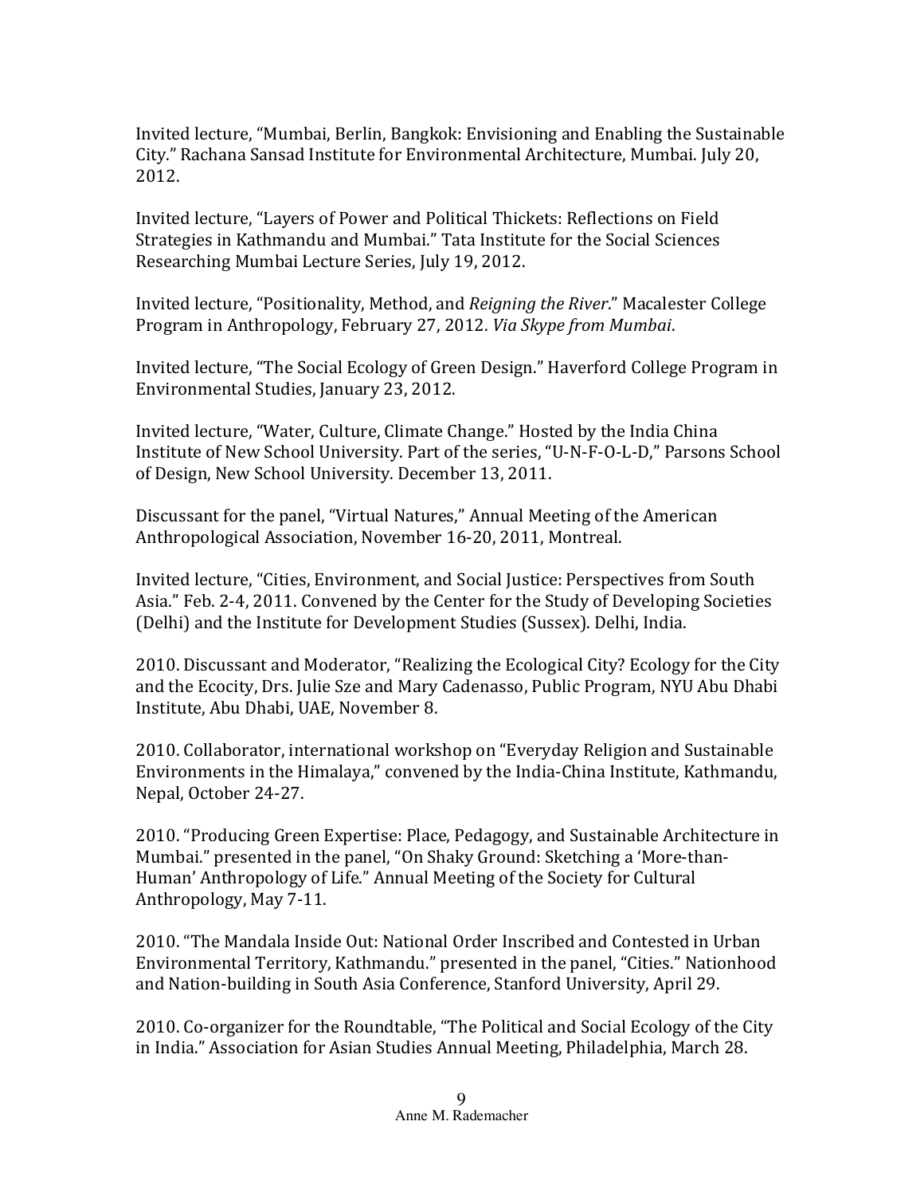Invited lecture, "Mumbai, Berlin, Bangkok: Envisioning and Enabling the Sustainable City." Rachana Sansad Institute for Environmental Architecture, Mumbai. July 20, 2012.

Invited lecture, "Layers of Power and Political Thickets: Reflections on Field Strategies in Kathmandu and Mumbai." Tata Institute for the Social Sciences Researching Mumbai Lecture Series, July 19, 2012.

Invited lecture, "Positionality, Method, and *Reigning the River*." Macalester College Program in Anthropology, February 27, 2012. *Via Skype from Mumbai*.

Invited lecture, "The Social Ecology of Green Design." Haverford College Program in Environmental Studies, January 23, 2012.

Invited lecture, "Water, Culture, Climate Change." Hosted by the India China Institute of New School University. Part of the series, "U-N-F-O-L-D," Parsons School of Design, New School University. December 13, 2011.

Discussant for the panel, "Virtual Natures," Annual Meeting of the American Anthropological Association, November 16-20, 2011, Montreal.

Invited lecture, "Cities, Environment, and Social Justice: Perspectives from South Asia." Feb. 2-4, 2011. Convened by the Center for the Study of Developing Societies (Delhi) and the Institute for Development Studies (Sussex). Delhi, India.

2010. Discussant and Moderator, "Realizing the Ecological City? Ecology for the City and the Ecocity, Drs. Julie Sze and Mary Cadenasso, Public Program, NYU Abu Dhabi Institute, Abu Dhabi, UAE, November 8.

2010. Collaborator, international workshop on "Everyday Religion and Sustainable Environments in the Himalaya," convened by the India-China Institute, Kathmandu, Nepal, October 24-27.

2010. "Producing Green Expertise: Place, Pedagogy, and Sustainable Architecture in Mumbai." presented in the panel, "On Shaky Ground: Sketching a 'More-than-Human' Anthropology of Life." Annual Meeting of the Society for Cultural Anthropology, May 7-11.

2010. "The Mandala Inside Out: National Order Inscribed and Contested in Urban Environmental Territory, Kathmandu." presented in the panel, "Cities." Nationhood and Nation-building in South Asia Conference, Stanford University, April 29.

2010. Co-organizer for the Roundtable, "The Political and Social Ecology of the City in India." Association for Asian Studies Annual Meeting, Philadelphia, March 28.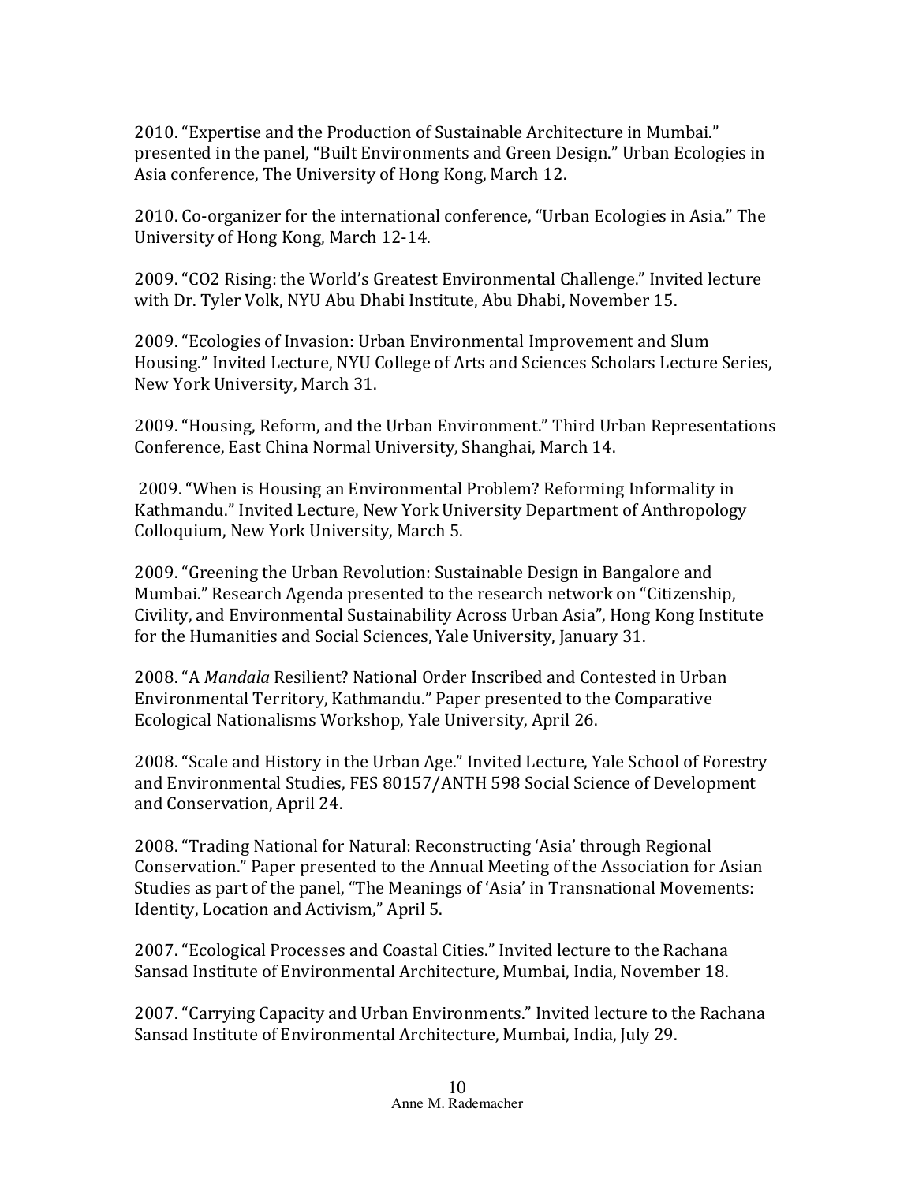2010. "Expertise and the Production of Sustainable Architecture in Mumbai." presented in the panel, "Built Environments and Green Design." Urban Ecologies in Asia conference, The University of Hong Kong, March 12.

2010. Co-organizer for the international conference, "Urban Ecologies in Asia." The University of Hong Kong, March 12-14.

2009. "CO2 Rising: the World's Greatest Environmental Challenge." Invited lecture with Dr. Tyler Volk, NYU Abu Dhabi Institute, Abu Dhabi, November 15.

2009. "Ecologies of Invasion: Urban Environmental Improvement and Slum Housing." Invited Lecture, NYU College of Arts and Sciences Scholars Lecture Series, New York University, March 31.

2009. "Housing, Reform, and the Urban Environment." Third Urban Representations Conference, East China Normal University, Shanghai, March 14.

2009. "When is Housing an Environmental Problem? Reforming Informality in Kathmandu." Invited Lecture, New York University Department of Anthropology Colloquium, New York University, March 5.

2009. "Greening the Urban Revolution: Sustainable Design in Bangalore and Mumbai." Research Agenda presented to the research network on "Citizenship, Civility, and Environmental Sustainability Across Urban Asia", Hong Kong Institute for the Humanities and Social Sciences, Yale University, January 31.

2008. "A *Mandala* Resilient? National Order Inscribed and Contested in Urban Environmental Territory, Kathmandu." Paper presented to the Comparative Ecological Nationalisms Workshop, Yale University, April 26.

2008. "Scale and History in the Urban Age." Invited Lecture, Yale School of Forestry and Environmental Studies, FES 80157/ANTH 598 Social Science of Development and Conservation, April 24.

2008. "Trading National for Natural: Reconstructing 'Asia' through Regional Conservation." Paper presented to the Annual Meeting of the Association for Asian Studies as part of the panel, "The Meanings of 'Asia' in Transnational Movements: Identity, Location and Activism," April 5.

2007. "Ecological Processes and Coastal Cities." Invited lecture to the Rachana Sansad Institute of Environmental Architecture, Mumbai, India, November 18.

2007. "Carrying Capacity and Urban Environments." Invited lecture to the Rachana Sansad Institute of Environmental Architecture, Mumbai, India, July 29.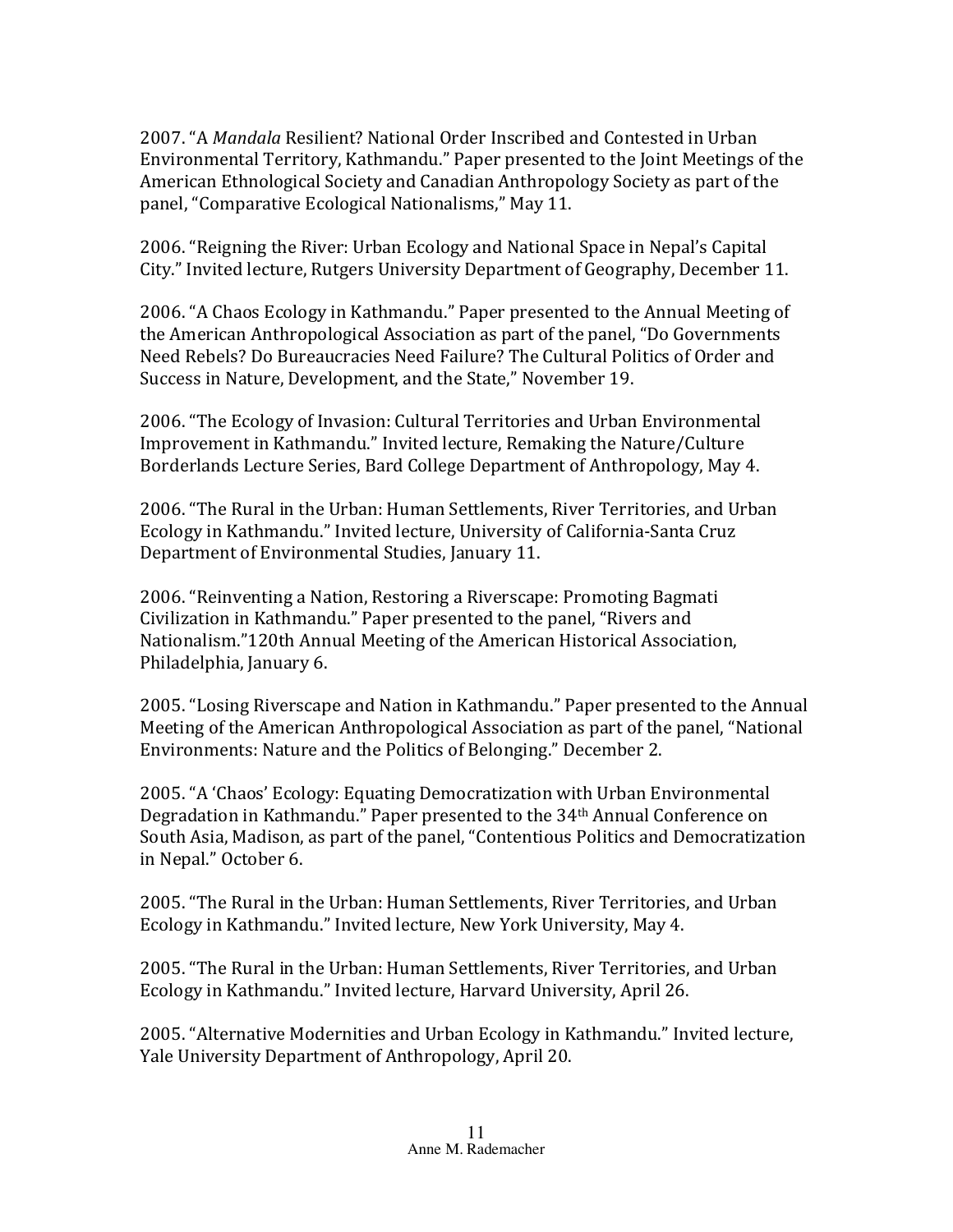2007. "A *Mandala* Resilient? National Order Inscribed and Contested in Urban Environmental Territory, Kathmandu." Paper presented to the Joint Meetings of the American Ethnological Society and Canadian Anthropology Society as part of the panel, "Comparative Ecological Nationalisms," May 11.

2006. "Reigning the River: Urban Ecology and National Space in Nepal's Capital City." Invited lecture, Rutgers University Department of Geography, December 11.

2006. "A Chaos Ecology in Kathmandu." Paper presented to the Annual Meeting of the American Anthropological Association as part of the panel, "Do Governments Need Rebels? Do Bureaucracies Need Failure? The Cultural Politics of Order and Success in Nature, Development, and the State," November 19.

2006. "The Ecology of Invasion: Cultural Territories and Urban Environmental Improvement in Kathmandu." Invited lecture, Remaking the Nature/Culture Borderlands Lecture Series, Bard College Department of Anthropology, May 4.

2006. "The Rural in the Urban: Human Settlements, River Territories, and Urban Ecology in Kathmandu." Invited lecture, University of California-Santa Cruz Department of Environmental Studies, January 11.

2006. "Reinventing a Nation, Restoring a Riverscape: Promoting Bagmati Civilization in Kathmandu." Paper presented to the panel, "Rivers and Nationalism."120th Annual Meeting of the American Historical Association, Philadelphia, January 6.

2005. "Losing Riverscape and Nation in Kathmandu." Paper presented to the Annual Meeting of the American Anthropological Association as part of the panel, "National Environments: Nature and the Politics of Belonging." December 2.

2005. "A 'Chaos' Ecology: Equating Democratization with Urban Environmental Degradation in Kathmandu." Paper presented to the 34th Annual Conference on South Asia, Madison, as part of the panel, "Contentious Politics and Democratization in Nepal." October 6.

2005. "The Rural in the Urban: Human Settlements, River Territories, and Urban Ecology in Kathmandu." Invited lecture, New York University, May 4.

2005. "The Rural in the Urban: Human Settlements, River Territories, and Urban Ecology in Kathmandu." Invited lecture, Harvard University, April 26.

2005. "Alternative Modernities and Urban Ecology in Kathmandu." Invited lecture, Yale University Department of Anthropology, April 20.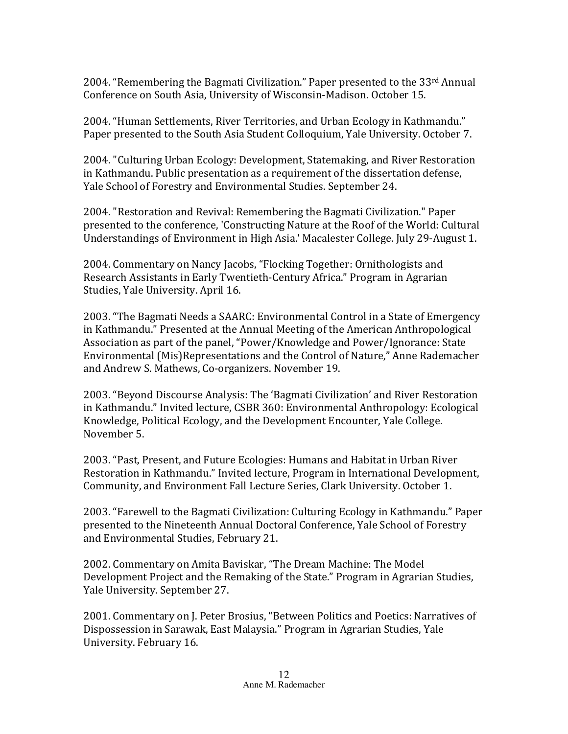2004. “Remembering the Bagmati Civilization.” Paper presented to the 33rd Annual Conference on South Asia, University of Wisconsin-Madison. October 15.

2004. “Human Settlements, River Territories, and Urban Ecology in Kathmandu.” Paper presented to the South Asia Student Colloquium, Yale University. October 7.

2004. "Culturing Urban Ecology: Development, Statemaking, and River Restoration in Kathmandu. Public presentation as a requirement of the dissertation defense, Yale School of Forestry and Environmental Studies. September 24.

2004. "Restoration and Revival: Remembering the Bagmati Civilization." Paper presented to the conference, 'Constructing Nature at the Roof of the World: Cultural Understandings of Environment in High Asia.' Macalester College. July 29-August 1.

2004. Commentary on Nancy Jacobs, “Flocking Together: Ornithologists and Research Assistants in Early Twentieth-Century Africa.” Program in Agrarian Studies, Yale University. April 16.

2003. “The Bagmati Needs a SAARC: Environmental Control in a State of Emergency in Kathmandu.” Presented at the Annual Meeting of the American Anthropological Association as part of the panel, “Power/Knowledge and Power/Ignorance: State Environmental (Mis)Representations and the Control of Nature,” Anne Rademacher and Andrew S. Mathews, Co-organizers. November 19.

2003. “Beyond Discourse Analysis: The ‘Bagmati Civilization’ and River Restoration in Kathmandu.” Invited lecture, CSBR 360: Environmental Anthropology: Ecological Knowledge, Political Ecology, and the Development Encounter, Yale College. November 5.

2003. “Past, Present, and Future Ecologies: Humans and Habitat in Urban River Restoration in Kathmandu.” Invited lecture, Program in International Development, Community, and Environment Fall Lecture Series, Clark University. October 1.

2003. “Farewell to the Bagmati Civilization: Culturing Ecology in Kathmandu.” Paper presented to the Nineteenth Annual Doctoral Conference, Yale School of Forestry and Environmental Studies, February 21.

2002. Commentary on Amita Baviskar, “The Dream Machine: The Model Development Project and the Remaking of the State.” Program in Agrarian Studies, Yale University. September 27.

2001. Commentary on J. Peter Brosius, “Between Politics and Poetics: Narratives of Dispossession in Sarawak, East Malaysia.” Program in Agrarian Studies, Yale University. February 16.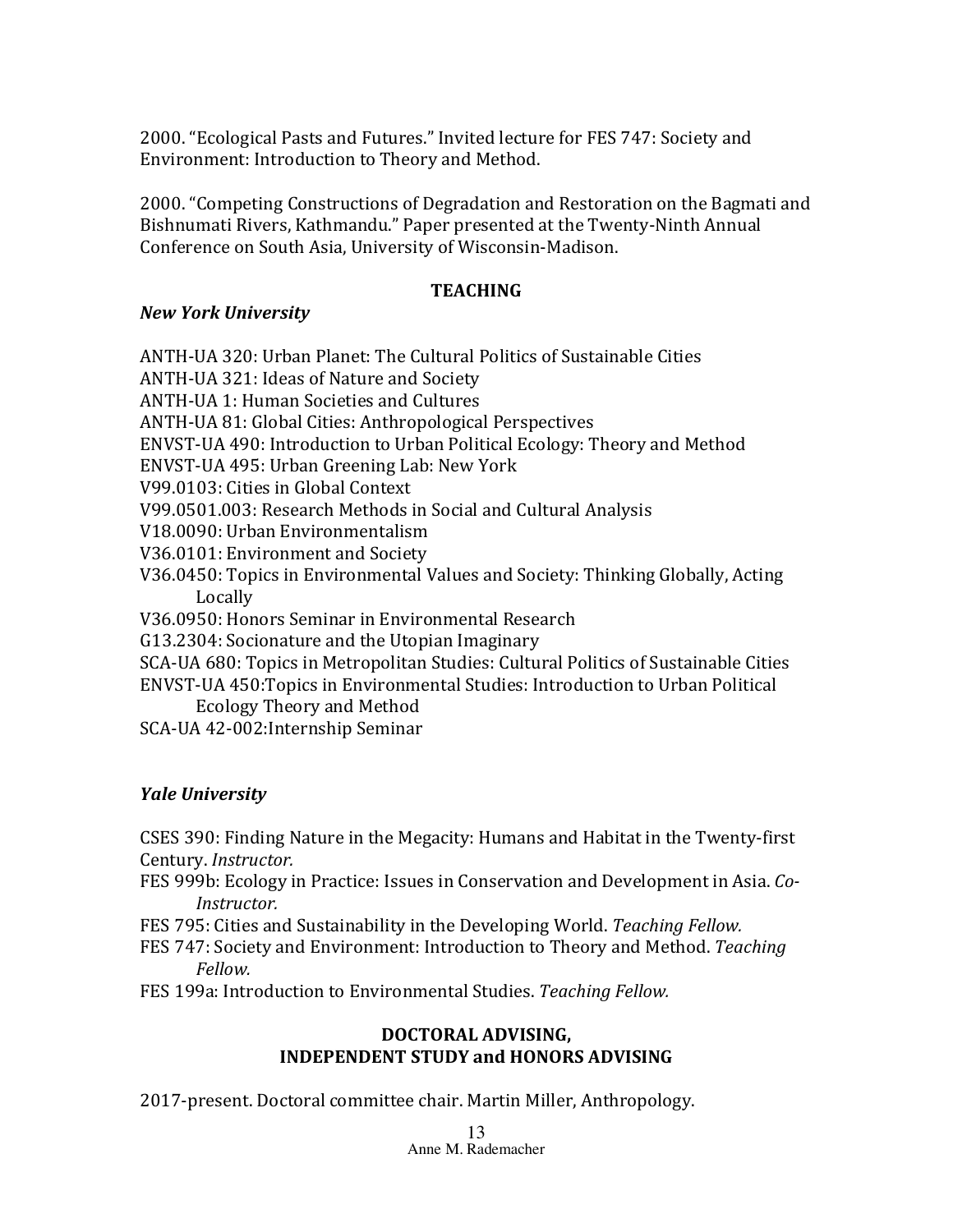2000. "Ecological Pasts and Futures." Invited lecture for FES 747: Society and Environment: Introduction to Theory and Method.

2000. "Competing Constructions of Degradation and Restoration on the Bagmati and Bishnumati Rivers, Kathmandu." Paper presented at the Twenty-Ninth Annual Conference on South Asia, University of Wisconsin-Madison.

## TEACHING

***New York University***

ANTH-UA 320: Urban Planet: The Cultural Politics of Sustainable Cities
ANTH-UA 321: Ideas of Nature and Society
ANTH-UA 1: Human Societies and Cultures
ANTH-UA 81: Global Cities: Anthropological Perspectives
ENVST-UA 490: Introduction to Urban Political Ecology: Theory and Method
ENVST-UA 495: Urban Greening Lab: New York
V99.0103: Cities in Global Context
V99.0501.003: Research Methods in Social and Cultural Analysis
V18.0090: Urban Environmentalism
V36.0101: Environment and Society
V36.0450: Topics in Environmental Values and Society: Thinking Globally, Acting Locally
V36.0950: Honors Seminar in Environmental Research
G13.2304: Socionature and the Utopian Imaginary
SCA-UA 680: Topics in Metropolitan Studies: Cultural Politics of Sustainable Cities
ENVST-UA 450:Topics in Environmental Studies: Introduction to Urban Political Ecology Theory and Method
SCA-UA 42-002:Internship Seminar

***Yale University***

CSES 390: Finding Nature in the Megacity: Humans and Habitat in the Twenty-first Century. *Instructor.*
FES 999b: Ecology in Practice: Issues in Conservation and Development in Asia. *Co-Instructor.*
FES 795: Cities and Sustainability in the Developing World. *Teaching Fellow.*
FES 747: Society and Environment: Introduction to Theory and Method. *Teaching Fellow.*
FES 199a: Introduction to Environmental Studies. *Teaching Fellow.*

## DOCTORAL ADVISING, INDEPENDENT STUDY and HONORS ADVISING

2017-present. Doctoral committee chair. Martin Miller, Anthropology.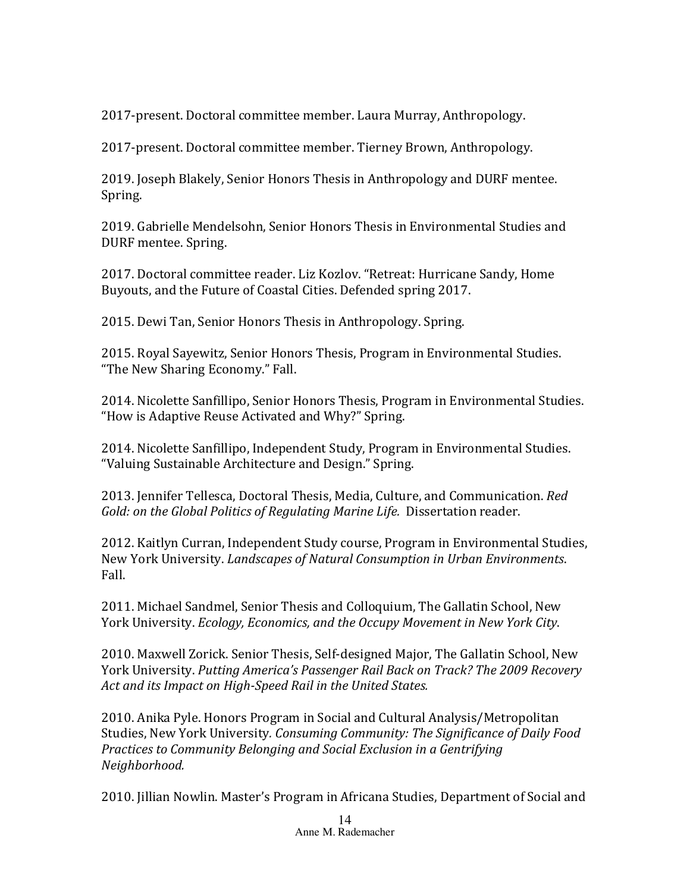2017-present. Doctoral committee member. Laura Murray, Anthropology.

2017-present. Doctoral committee member. Tierney Brown, Anthropology.

2019. Joseph Blakely, Senior Honors Thesis in Anthropology and DURF mentee. Spring.

2019. Gabrielle Mendelsohn, Senior Honors Thesis in Environmental Studies and DURF mentee. Spring.

2017. Doctoral committee reader. Liz Kozlov. "Retreat: Hurricane Sandy, Home Buyouts, and the Future of Coastal Cities. Defended spring 2017.

2015. Dewi Tan, Senior Honors Thesis in Anthropology. Spring.

2015. Royal Sayewitz, Senior Honors Thesis, Program in Environmental Studies. "The New Sharing Economy." Fall.

2014. Nicolette Sanfillipo, Senior Honors Thesis, Program in Environmental Studies. "How is Adaptive Reuse Activated and Why?" Spring.

2014. Nicolette Sanfillipo, Independent Study, Program in Environmental Studies. "Valuing Sustainable Architecture and Design." Spring.

2013. Jennifer Tellesca, Doctoral Thesis, Media, Culture, and Communication. *Red Gold: on the Global Politics of Regulating Marine Life.* Dissertation reader.

2012. Kaitlyn Curran, Independent Study course, Program in Environmental Studies, New York University. *Landscapes of Natural Consumption in Urban Environments*. Fall.

2011. Michael Sandmel, Senior Thesis and Colloquium, The Gallatin School, New York University. *Ecology, Economics, and the Occupy Movement in New York City*.

2010. Maxwell Zorick. Senior Thesis, Self-designed Major, The Gallatin School, New York University. *Putting America's Passenger Rail Back on Track? The 2009 Recovery Act and its Impact on High-Speed Rail in the United States.*

2010. Anika Pyle. Honors Program in Social and Cultural Analysis/Metropolitan Studies, New York University. *Consuming Community: The Significance of Daily Food Practices to Community Belonging and Social Exclusion in a Gentrifying Neighborhood.*

2010. Jillian Nowlin. Master's Program in Africana Studies, Department of Social and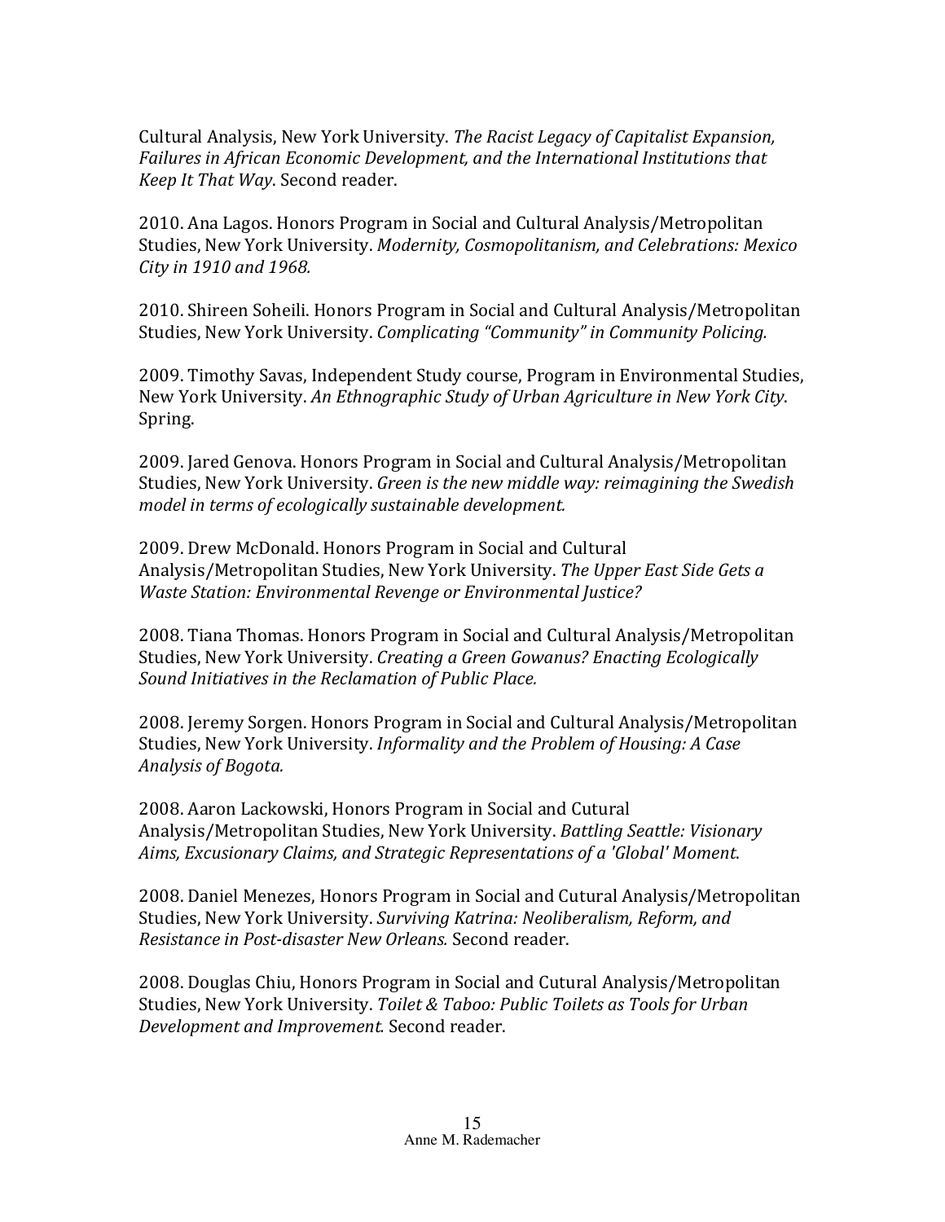Cultural Analysis, New York University. *The Racist Legacy of Capitalist Expansion, Failures in African Economic Development, and the International Institutions that Keep It That Way*. Second reader.

2010. Ana Lagos. Honors Program in Social and Cultural Analysis/Metropolitan Studies, New York University. *Modernity, Cosmopolitanism, and Celebrations: Mexico City in 1910 and 1968.*

2010. Shireen Soheili. Honors Program in Social and Cultural Analysis/Metropolitan Studies, New York University. *Complicating "Community" in Community Policing.*

2009. Timothy Savas, Independent Study course, Program in Environmental Studies, New York University. *An Ethnographic Study of Urban Agriculture in New York City*. Spring.

2009. Jared Genova. Honors Program in Social and Cultural Analysis/Metropolitan Studies, New York University. *Green is the new middle way: reimagining the Swedish model in terms of ecologically sustainable development.*

2009. Drew McDonald. Honors Program in Social and Cultural Analysis/Metropolitan Studies, New York University. *The Upper East Side Gets a Waste Station: Environmental Revenge or Environmental Justice?*

2008. Tiana Thomas. Honors Program in Social and Cultural Analysis/Metropolitan Studies, New York University. *Creating a Green Gowanus? Enacting Ecologically Sound Initiatives in the Reclamation of Public Place.*

2008. Jeremy Sorgen. Honors Program in Social and Cultural Analysis/Metropolitan Studies, New York University. *Informality and the Problem of Housing: A Case Analysis of Bogota.*

2008. Aaron Lackowski, Honors Program in Social and Cutural Analysis/Metropolitan Studies, New York University. *Battling Seattle: Visionary Aims, Excusionary Claims, and Strategic Representations of a 'Global' Moment*.

2008. Daniel Menezes, Honors Program in Social and Cutural Analysis/Metropolitan Studies, New York University. *Surviving Katrina: Neoliberalism, Reform, and Resistance in Post-disaster New Orleans.* Second reader.

2008. Douglas Chiu, Honors Program in Social and Cutural Analysis/Metropolitan Studies, New York University. *Toilet & Taboo: Public Toilets as Tools for Urban Development and Improvement.* Second reader.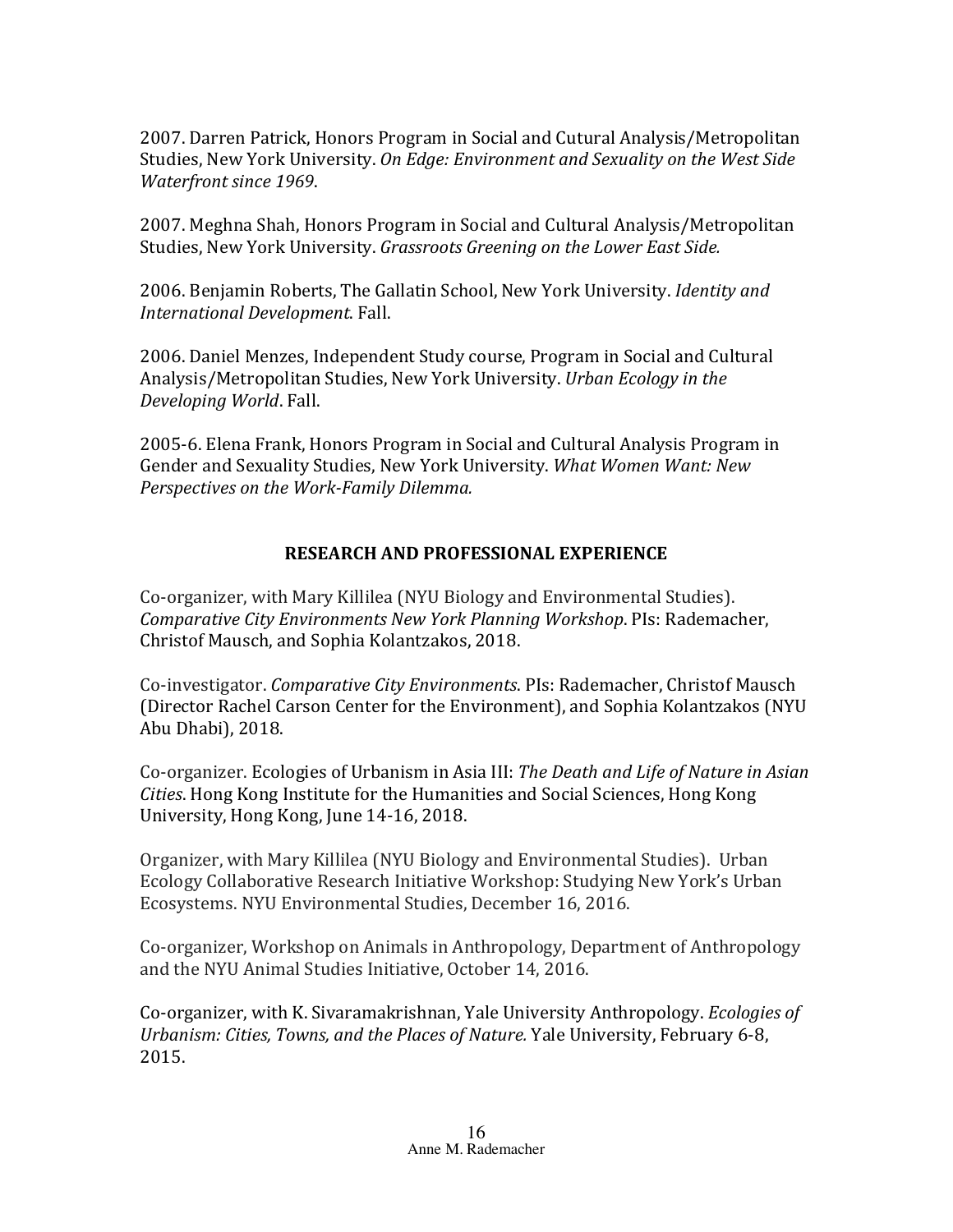2007. Darren Patrick, Honors Program in Social and Cutural Analysis/Metropolitan Studies, New York University. *On Edge: Environment and Sexuality on the West Side Waterfront since 1969*.

2007. Meghna Shah, Honors Program in Social and Cultural Analysis/Metropolitan Studies, New York University. *Grassroots Greening on the Lower East Side.*

2006. Benjamin Roberts, The Gallatin School, New York University. *Identity and International Development*. Fall.

2006. Daniel Menzes, Independent Study course, Program in Social and Cultural Analysis/Metropolitan Studies, New York University. *Urban Ecology in the Developing World*. Fall.

2005-6. Elena Frank, Honors Program in Social and Cultural Analysis Program in Gender and Sexuality Studies, New York University. *What Women Want: New Perspectives on the Work-Family Dilemma.*

## RESEARCH AND PROFESSIONAL EXPERIENCE

Co-organizer, with Mary Killilea (NYU Biology and Environmental Studies). *Comparative City Environments New York Planning Workshop*. PIs: Rademacher, Christof Mausch, and Sophia Kolantzakos, 2018.

Co-investigator. *Comparative City Environments*. PIs: Rademacher, Christof Mausch (Director Rachel Carson Center for the Environment), and Sophia Kolantzakos (NYU Abu Dhabi), 2018.

Co-organizer. Ecologies of Urbanism in Asia III: *The Death and Life of Nature in Asian Cities*. Hong Kong Institute for the Humanities and Social Sciences, Hong Kong University, Hong Kong, June 14-16, 2018.

Organizer, with Mary Killilea (NYU Biology and Environmental Studies). Urban Ecology Collaborative Research Initiative Workshop: Studying New York's Urban Ecosystems. NYU Environmental Studies, December 16, 2016.

Co-organizer, Workshop on Animals in Anthropology, Department of Anthropology and the NYU Animal Studies Initiative, October 14, 2016.

Co-organizer, with K. Sivaramakrishnan, Yale University Anthropology. *Ecologies of Urbanism: Cities, Towns, and the Places of Nature.* Yale University, February 6-8, 2015.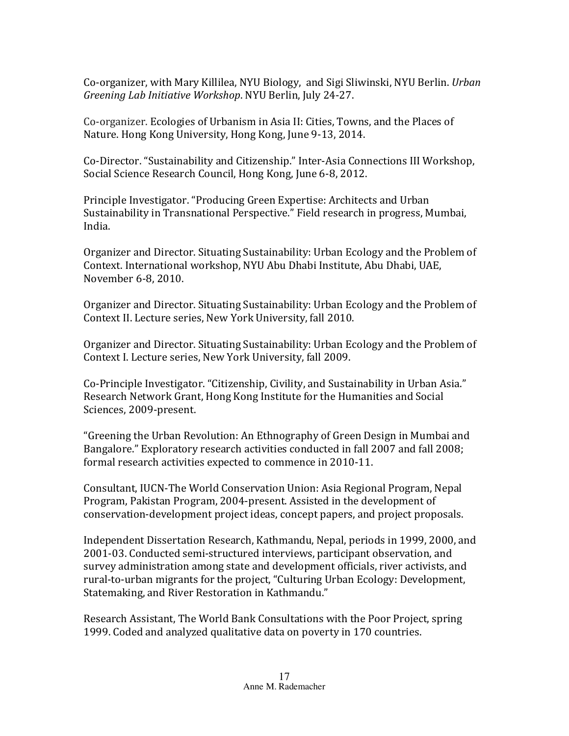Co-organizer, with Mary Killilea, NYU Biology, and Sigi Sliwinski, NYU Berlin. *Urban Greening Lab Initiative Workshop*. NYU Berlin, July 24-27.

Co-organizer. Ecologies of Urbanism in Asia II: Cities, Towns, and the Places of Nature. Hong Kong University, Hong Kong, June 9-13, 2014.

Co-Director. "Sustainability and Citizenship." Inter-Asia Connections III Workshop, Social Science Research Council, Hong Kong, June 6-8, 2012.

Principle Investigator. "Producing Green Expertise: Architects and Urban Sustainability in Transnational Perspective." Field research in progress, Mumbai, India.

Organizer and Director. Situating Sustainability: Urban Ecology and the Problem of Context. International workshop, NYU Abu Dhabi Institute, Abu Dhabi, UAE, November 6-8, 2010.

Organizer and Director. Situating Sustainability: Urban Ecology and the Problem of Context II. Lecture series, New York University, fall 2010.

Organizer and Director. Situating Sustainability: Urban Ecology and the Problem of Context I. Lecture series, New York University, fall 2009.

Co-Principle Investigator. "Citizenship, Civility, and Sustainability in Urban Asia." Research Network Grant, Hong Kong Institute for the Humanities and Social Sciences, 2009-present.

"Greening the Urban Revolution: An Ethnography of Green Design in Mumbai and Bangalore." Exploratory research activities conducted in fall 2007 and fall 2008; formal research activities expected to commence in 2010-11.

Consultant, IUCN-The World Conservation Union: Asia Regional Program, Nepal Program, Pakistan Program, 2004-present. Assisted in the development of conservation-development project ideas, concept papers, and project proposals.

Independent Dissertation Research, Kathmandu, Nepal, periods in 1999, 2000, and 2001-03. Conducted semi-structured interviews, participant observation, and survey administration among state and development officials, river activists, and rural-to-urban migrants for the project, "Culturing Urban Ecology: Development, Statemaking, and River Restoration in Kathmandu."

Research Assistant, The World Bank Consultations with the Poor Project, spring 1999. Coded and analyzed qualitative data on poverty in 170 countries.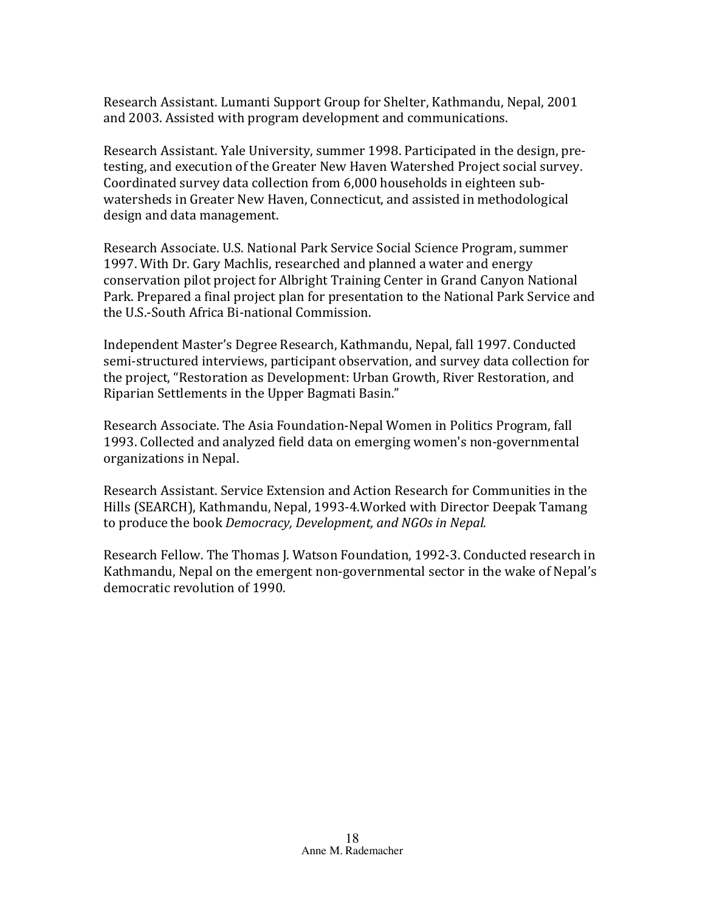Research Assistant. Lumanti Support Group for Shelter, Kathmandu, Nepal, 2001 and 2003. Assisted with program development and communications.

Research Assistant. Yale University, summer 1998. Participated in the design, pre-testing, and execution of the Greater New Haven Watershed Project social survey. Coordinated survey data collection from 6,000 households in eighteen sub-watersheds in Greater New Haven, Connecticut, and assisted in methodological design and data management.

Research Associate. U.S. National Park Service Social Science Program, summer 1997. With Dr. Gary Machlis, researched and planned a water and energy conservation pilot project for Albright Training Center in Grand Canyon National Park. Prepared a final project plan for presentation to the National Park Service and the U.S.-South Africa Bi-national Commission.

Independent Master's Degree Research, Kathmandu, Nepal, fall 1997. Conducted semi-structured interviews, participant observation, and survey data collection for the project, "Restoration as Development: Urban Growth, River Restoration, and Riparian Settlements in the Upper Bagmati Basin."

Research Associate. The Asia Foundation-Nepal Women in Politics Program, fall 1993. Collected and analyzed field data on emerging women's non-governmental organizations in Nepal.

Research Assistant. Service Extension and Action Research for Communities in the Hills (SEARCH), Kathmandu, Nepal, 1993-4.Worked with Director Deepak Tamang to produce the book *Democracy, Development, and NGOs in Nepal.*

Research Fellow. The Thomas J. Watson Foundation, 1992-3. Conducted research in Kathmandu, Nepal on the emergent non-governmental sector in the wake of Nepal's democratic revolution of 1990.